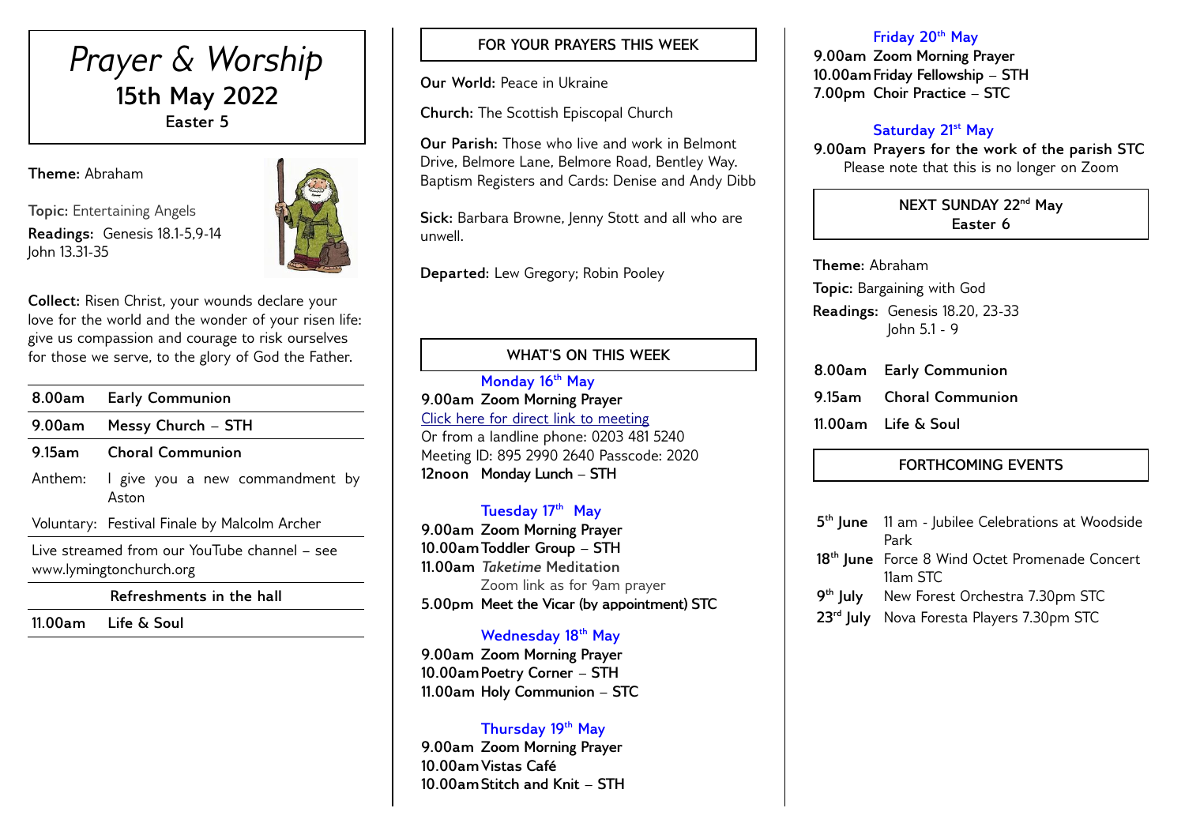# *Prayer & Worship*

## 15th May 2022

**Easter 5**

**Theme:** Abraham

**Topic:** Entertaining Angels

**Readings:** Genesis 18.1-5,9-14
John 13.31-35

**Collect:** Risen Christ, your wounds declare your love for the world and the wonder of your risen life: give us compassion and courage to risk ourselves for those we serve, to the glory of God the Father.

| | |
|---|---|
| **8.00am** | **Early Communion** |
| **9.00am** | **Messy Church – STH** |
| **9.15am** | **Choral Communion** |
| Anthem: | I give you a new commandment by Aston |
| Voluntary: | Festival Finale by Malcolm Archer |

Live streamed from our YouTube channel – see www.lymingtonchurch.org

**Refreshments in the hall**

**11.00am Life & Soul**

## FOR YOUR PRAYERS THIS WEEK

**Our World:** Peace in Ukraine

**Church:** The Scottish Episcopal Church

**Our Parish:** Those who live and work in Belmont Drive, Belmore Lane, Belmore Road, Bentley Way. Baptism Registers and Cards: Denise and Andy Dibb

**Sick:** Barbara Browne, Jenny Stott and all who are unwell.

**Departed:** Lew Gregory; Robin Pooley

## WHAT'S ON THIS WEEK

### Monday 16th May

**9.00am Zoom Morning Prayer**
Click here for direct link to meeting
Or from a landline phone: 0203 481 5240
Meeting ID: 895 2990 2640 Passcode: 2020
**12noon Monday Lunch – STH**

### Tuesday 17th May

**9.00am Zoom Morning Prayer**
**10.00am Toddler Group – STH**
**11.00am** ***Taketime* Meditation**
Zoom link as for 9am prayer
**5.00pm Meet the Vicar (by appointment) STC**

### Wednesday 18th May

**9.00am Zoom Morning Prayer**
**10.00am Poetry Corner – STH**
**11.00am Holy Communion – STC**

### Thursday 19th May

**9.00am Zoom Morning Prayer**
**10.00am Vistas Café**
**10.00am Stitch and Knit – STH**

### Friday 20th May

**9.00am Zoom Morning Prayer**
**10.00am Friday Fellowship – STH**
**7.00pm Choir Practice – STC**

### Saturday 21st May

**9.00am Prayers for the work of the parish STC**
Please note that this is no longer on Zoom

## NEXT SUNDAY 22nd May
**Easter 6**

**Theme:** Abraham

**Topic:** Bargaining with God

**Readings:** Genesis 18.20, 23-33
John 5.1 - 9

| | |
|---|---|
| **8.00am** | **Early Communion** |
| **9.15am** | **Choral Communion** |
| **11.00am** | **Life & Soul** |

## FORTHCOMING EVENTS

| | |
|---|---|
| **5th June** | 11 am - Jubilee Celebrations at Woodside Park |
| **18th June** | Force 8 Wind Octet Promenade Concert 11am STC |
| **9th July** | New Forest Orchestra 7.30pm STC |
| **23rd July** | Nova Foresta Players 7.30pm STC |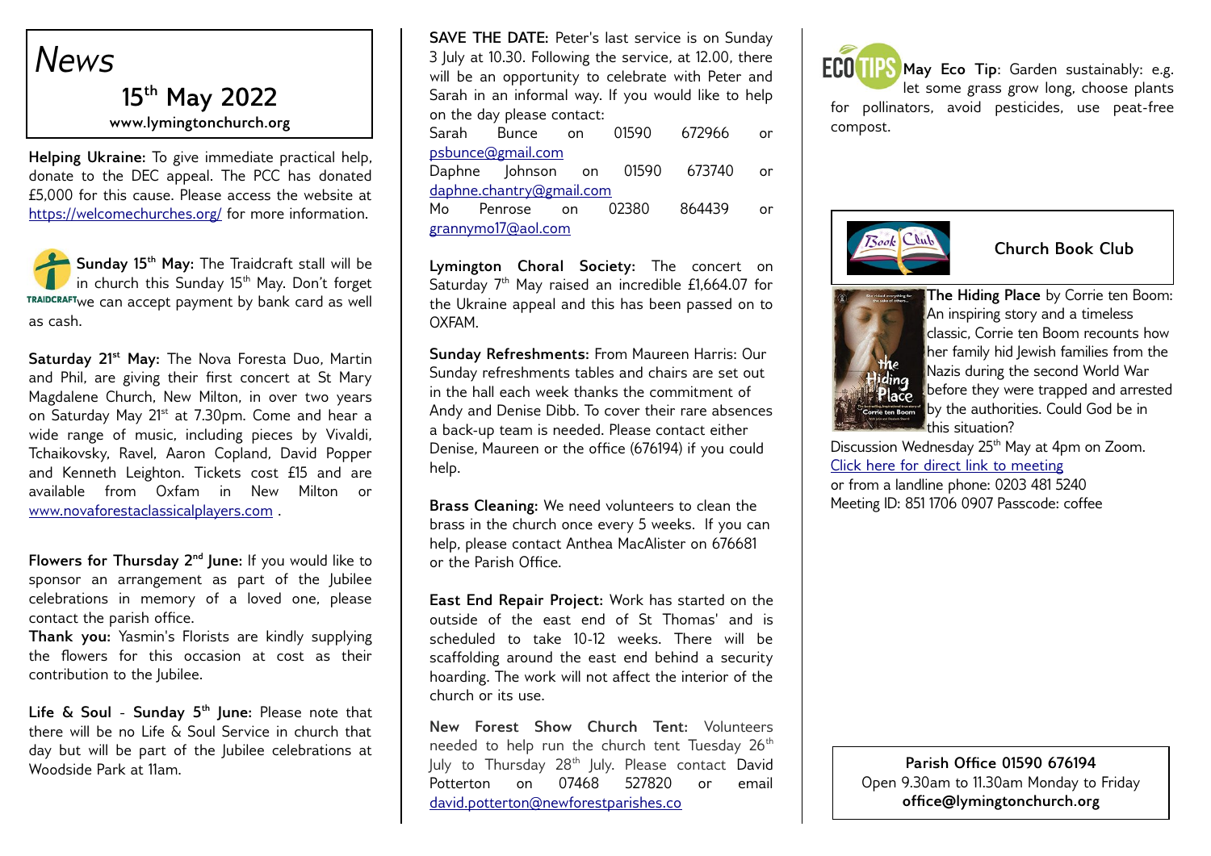# *News*

## 15th May 2022

**www.lymingtonchurch.org**

**Helping Ukraine:** To give immediate practical help, donate to the DEC appeal. The PCC has donated £5,000 for this cause. Please access the website at https://welcomechurches.org/ for more information.

**Sunday 15th May:** The Traidcraft stall will be in church this Sunday 15th May. Don't forget we can accept payment by bank card as well as cash.

**Saturday 21st May:** The Nova Foresta Duo, Martin and Phil, are giving their first concert at St Mary Magdalene Church, New Milton, in over two years on Saturday May 21st at 7.30pm. Come and hear a wide range of music, including pieces by Vivaldi, Tchaikovsky, Ravel, Aaron Copland, David Popper and Kenneth Leighton. Tickets cost £15 and are available from Oxfam in New Milton or www.novaforestaclassicalplayers.com .

**Flowers for Thursday 2nd June:** If you would like to sponsor an arrangement as part of the Jubilee celebrations in memory of a loved one, please contact the parish office.

**Thank you:** Yasmin's Florists are kindly supplying the flowers for this occasion at cost as their contribution to the Jubilee.

**Life & Soul - Sunday 5th June:** Please note that there will be no Life & Soul Service in church that day but will be part of the Jubilee celebrations at Woodside Park at 11am.

**SAVE THE DATE:** Peter's last service is on Sunday 3 July at 10.30. Following the service, at 12.00, there will be an opportunity to celebrate with Peter and Sarah in an informal way. If you would like to help on the day please contact:

Sarah Bunce on 01590 672966 or psbunce@gmail.com

Daphne Johnson on 01590 673740 or daphne.chantry@gmail.com

Mo Penrose on 02380 864439 or grannymo17@aol.com

**Lymington Choral Society:** The concert on Saturday 7th May raised an incredible £1,664.07 for the Ukraine appeal and this has been passed on to OXFAM.

**Sunday Refreshments:** From Maureen Harris: Our Sunday refreshments tables and chairs are set out in the hall each week thanks the commitment of Andy and Denise Dibb. To cover their rare absences a back-up team is needed. Please contact either Denise, Maureen or the office (676194) if you could help.

**Brass Cleaning:** We need volunteers to clean the brass in the church once every 5 weeks. If you can help, please contact Anthea MacAlister on 676681 or the Parish Office.

**East End Repair Project:** Work has started on the outside of the east end of St Thomas' and is scheduled to take 10-12 weeks. There will be scaffolding around the east end behind a security hoarding. The work will not affect the interior of the church or its use.

**New Forest Show Church Tent:** Volunteers needed to help run the church tent Tuesday 26th July to Thursday 28th July. Please contact David Potterton on 07468 527820 or email david.potterton@newforestparishes.co

**May Eco Tip**: Garden sustainably: e.g. let some grass grow long, choose plants for pollinators, avoid pesticides, use peat-free compost.

### Church Book Club

**The Hiding Place** by Corrie ten Boom: An inspiring story and a timeless classic, Corrie ten Boom recounts how her family hid Jewish families from the Nazis during the second World War before they were trapped and arrested by the authorities. Could God be in this situation?

Discussion Wednesday 25th May at 4pm on Zoom.
Click here for direct link to meeting
or from a landline phone: 0203 481 5240
Meeting ID: 851 1706 0907 Passcode: coffee

**Parish Office 01590 676194**
Open 9.30am to 11.30am Monday to Friday
**office@lymingtonchurch.org**